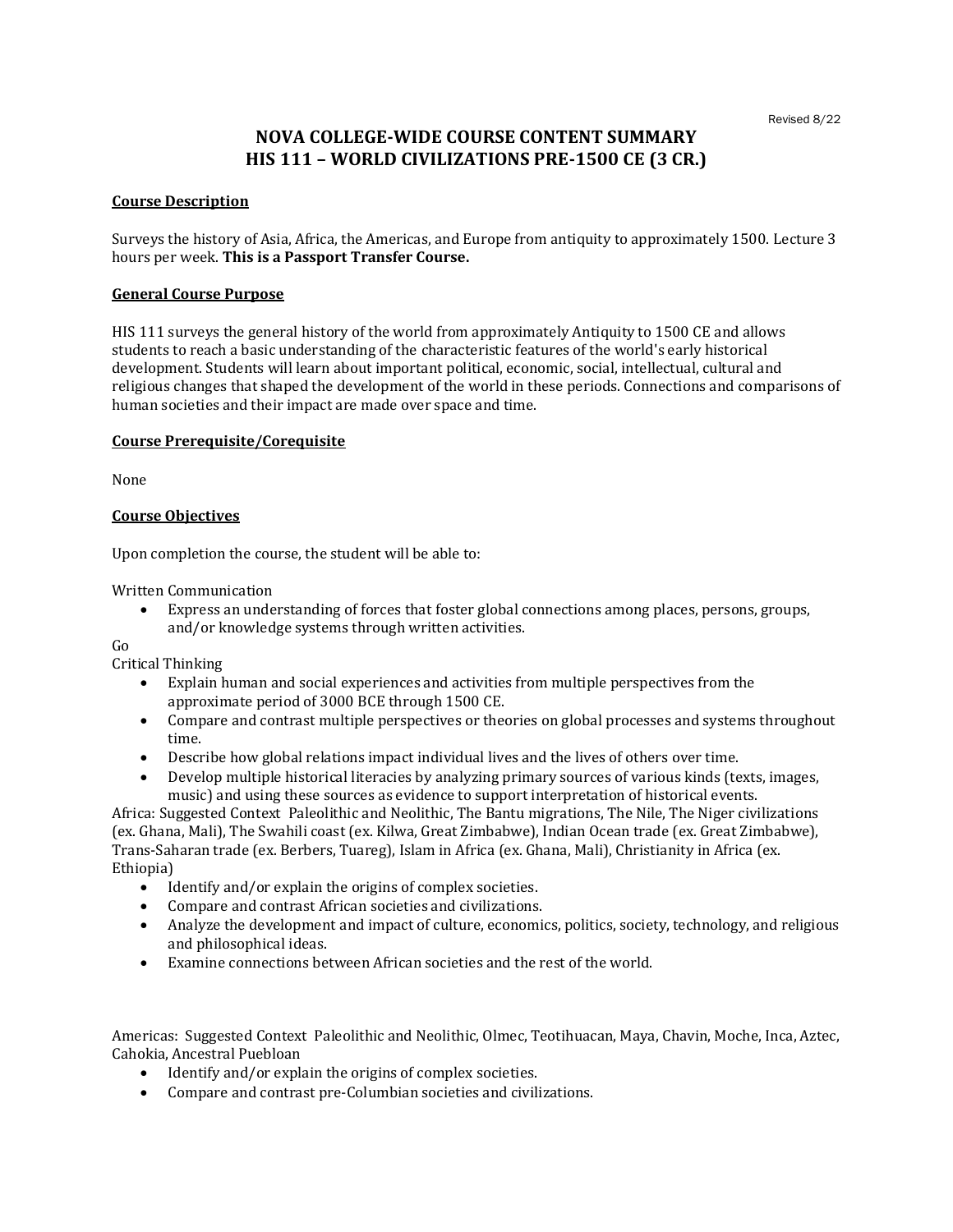Revised 8/22

# NOVA COLLEGE-WIDE COURSE CONTENT SUMMARY
# HIS 111 – WORLD CIVILIZATIONS PRE-1500 CE (3 CR.)

## Course Description

Surveys the history of Asia, Africa, the Americas, and Europe from antiquity to approximately 1500. Lecture 3 hours per week. **This is a Passport Transfer Course.**

## General Course Purpose

HIS 111 surveys the general history of the world from approximately Antiquity to 1500 CE and allows students to reach a basic understanding of the characteristic features of the world's early historical development. Students will learn about important political, economic, social, intellectual, cultural and religious changes that shaped the development of the world in these periods. Connections and comparisons of human societies and their impact are made over space and time.

## Course Prerequisite/Corequisite

None

## Course Objectives

Upon completion the course, the student will be able to:

Written Communication

- Express an understanding of forces that foster global connections among places, persons, groups, and/or knowledge systems through written activities.

Go
Critical Thinking

- Explain human and social experiences and activities from multiple perspectives from the approximate period of 3000 BCE through 1500 CE.
- Compare and contrast multiple perspectives or theories on global processes and systems throughout time.
- Describe how global relations impact individual lives and the lives of others over time.
- Develop multiple historical literacies by analyzing primary sources of various kinds (texts, images, music) and using these sources as evidence to support interpretation of historical events.

Africa: Suggested Context Paleolithic and Neolithic, The Bantu migrations, The Nile, The Niger civilizations (ex. Ghana, Mali), The Swahili coast (ex. Kilwa, Great Zimbabwe), Indian Ocean trade (ex. Great Zimbabwe), Trans-Saharan trade (ex. Berbers, Tuareg), Islam in Africa (ex. Ghana, Mali), Christianity in Africa (ex. Ethiopia)

- Identify and/or explain the origins of complex societies.
- Compare and contrast African societies and civilizations.
- Analyze the development and impact of culture, economics, politics, society, technology, and religious and philosophical ideas.
- Examine connections between African societies and the rest of the world.

Americas: Suggested Context Paleolithic and Neolithic, Olmec, Teotihuacan, Maya, Chavin, Moche, Inca, Aztec, Cahokia, Ancestral Puebloan

- Identify and/or explain the origins of complex societies.
- Compare and contrast pre-Columbian societies and civilizations.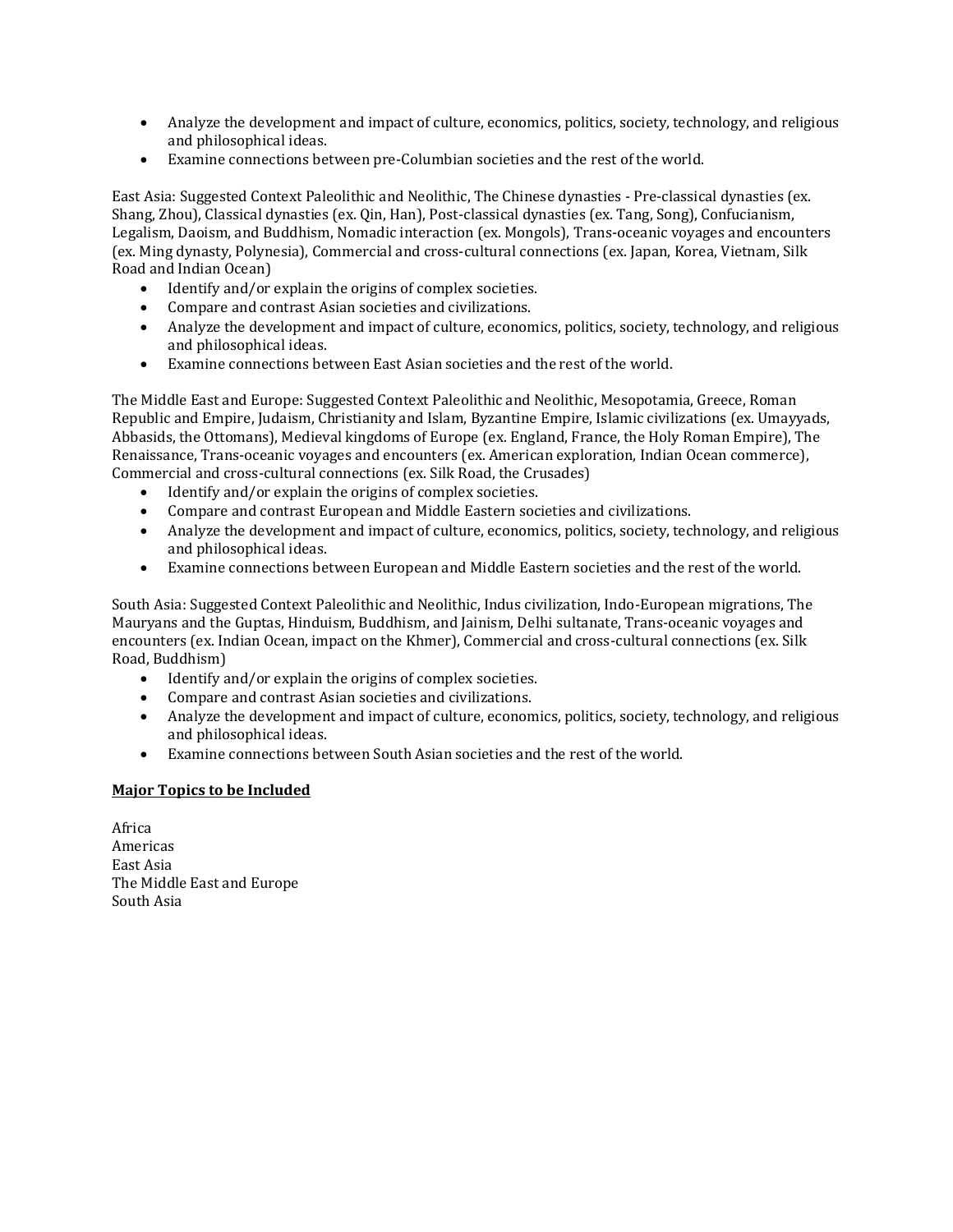- Analyze the development and impact of culture, economics, politics, society, technology, and religious and philosophical ideas.
- Examine connections between pre-Columbian societies and the rest of the world.

East Asia: Suggested Context Paleolithic and Neolithic, The Chinese dynasties - Pre-classical dynasties (ex. Shang, Zhou), Classical dynasties (ex. Qin, Han), Post-classical dynasties (ex. Tang, Song), Confucianism, Legalism, Daoism, and Buddhism, Nomadic interaction (ex. Mongols), Trans-oceanic voyages and encounters (ex. Ming dynasty, Polynesia), Commercial and cross-cultural connections (ex. Japan, Korea, Vietnam, Silk Road and Indian Ocean)

- Identify and/or explain the origins of complex societies.
- Compare and contrast Asian societies and civilizations.
- Analyze the development and impact of culture, economics, politics, society, technology, and religious and philosophical ideas.
- Examine connections between East Asian societies and the rest of the world.

The Middle East and Europe: Suggested Context Paleolithic and Neolithic, Mesopotamia, Greece, Roman Republic and Empire, Judaism, Christianity and Islam, Byzantine Empire, Islamic civilizations (ex. Umayyads, Abbasids, the Ottomans), Medieval kingdoms of Europe (ex. England, France, the Holy Roman Empire), The Renaissance, Trans-oceanic voyages and encounters (ex. American exploration, Indian Ocean commerce), Commercial and cross-cultural connections (ex. Silk Road, the Crusades)

- Identify and/or explain the origins of complex societies.
- Compare and contrast European and Middle Eastern societies and civilizations.
- Analyze the development and impact of culture, economics, politics, society, technology, and religious and philosophical ideas.
- Examine connections between European and Middle Eastern societies and the rest of the world.

South Asia: Suggested Context Paleolithic and Neolithic, Indus civilization, Indo-European migrations, The Mauryans and the Guptas, Hinduism, Buddhism, and Jainism, Delhi sultanate, Trans-oceanic voyages and encounters (ex. Indian Ocean, impact on the Khmer), Commercial and cross-cultural connections (ex. Silk Road, Buddhism)

- Identify and/or explain the origins of complex societies.
- Compare and contrast Asian societies and civilizations.
- Analyze the development and impact of culture, economics, politics, society, technology, and religious and philosophical ideas.
- Examine connections between South Asian societies and the rest of the world.

**Major Topics to be Included**

Africa
Americas
East Asia
The Middle East and Europe
South Asia